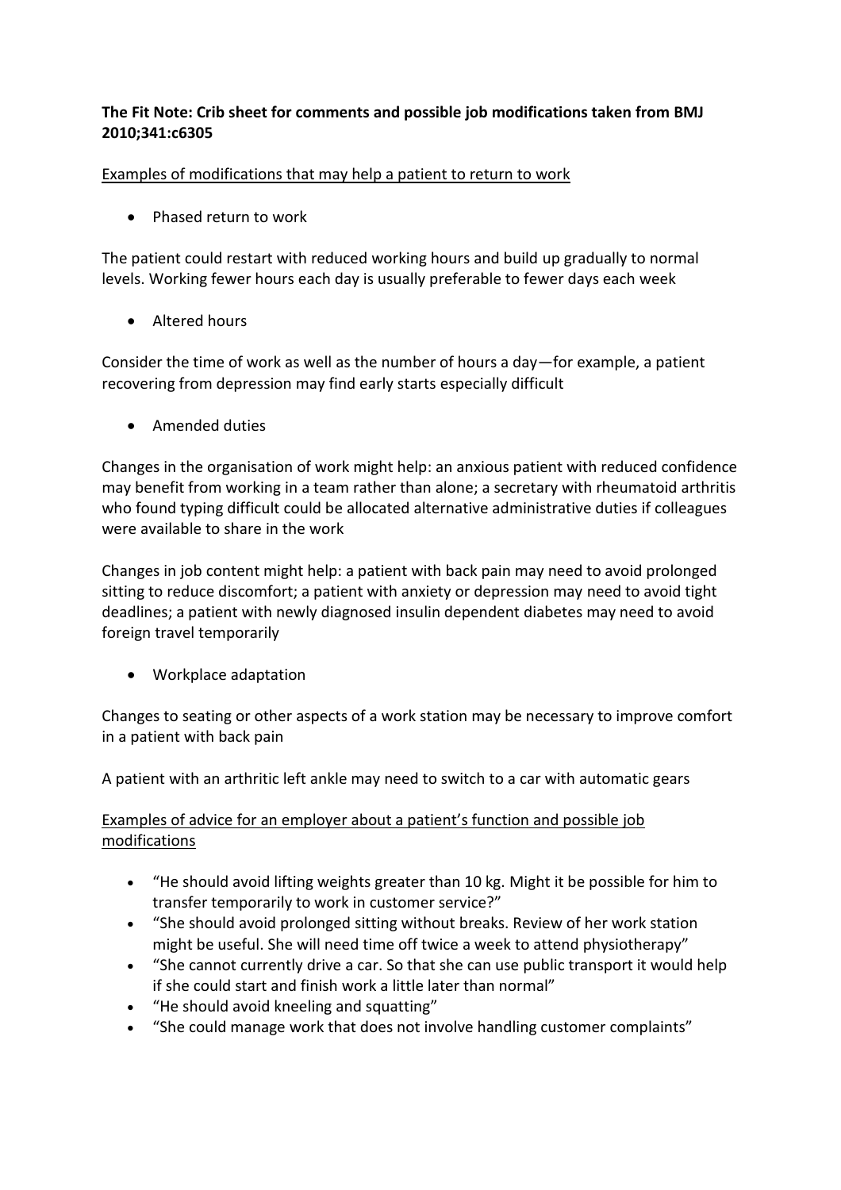**The Fit Note: Crib sheet for comments and possible job modifications taken from BMJ 2010;341:c6305**

<u>Examples of modifications that may help a patient to return to work</u>

- Phased return to work

The patient could restart with reduced working hours and build up gradually to normal levels. Working fewer hours each day is usually preferable to fewer days each week

- Altered hours

Consider the time of work as well as the number of hours a day—for example, a patient recovering from depression may find early starts especially difficult

- Amended duties

Changes in the organisation of work might help: an anxious patient with reduced confidence may benefit from working in a team rather than alone; a secretary with rheumatoid arthritis who found typing difficult could be allocated alternative administrative duties if colleagues were available to share in the work

Changes in job content might help: a patient with back pain may need to avoid prolonged sitting to reduce discomfort; a patient with anxiety or depression may need to avoid tight deadlines; a patient with newly diagnosed insulin dependent diabetes may need to avoid foreign travel temporarily

- Workplace adaptation

Changes to seating or other aspects of a work station may be necessary to improve comfort in a patient with back pain

A patient with an arthritic left ankle may need to switch to a car with automatic gears

<u>Examples of advice for an employer about a patient's function and possible job modifications</u>

- "He should avoid lifting weights greater than 10 kg. Might it be possible for him to transfer temporarily to work in customer service?"
- "She should avoid prolonged sitting without breaks. Review of her work station might be useful. She will need time off twice a week to attend physiotherapy"
- "She cannot currently drive a car. So that she can use public transport it would help if she could start and finish work a little later than normal"
- "He should avoid kneeling and squatting"
- "She could manage work that does not involve handling customer complaints"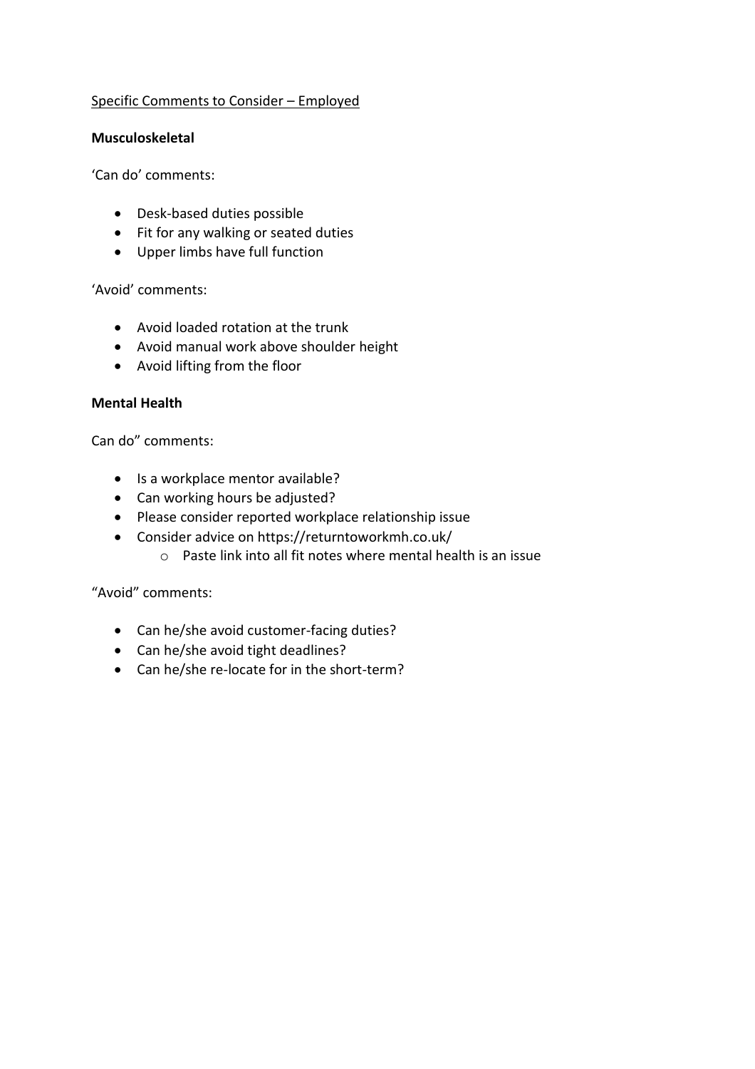Specific Comments to Consider – Employed

**Musculoskeletal**

'Can do' comments:

- Desk-based duties possible
- Fit for any walking or seated duties
- Upper limbs have full function

'Avoid' comments:

- Avoid loaded rotation at the trunk
- Avoid manual work above shoulder height
- Avoid lifting from the floor

**Mental Health**

Can do" comments:

- Is a workplace mentor available?
- Can working hours be adjusted?
- Please consider reported workplace relationship issue
- Consider advice on https://returntoworkmh.co.uk/
    - Paste link into all fit notes where mental health is an issue

"Avoid" comments:

- Can he/she avoid customer-facing duties?
- Can he/she avoid tight deadlines?
- Can he/she re-locate for in the short-term?